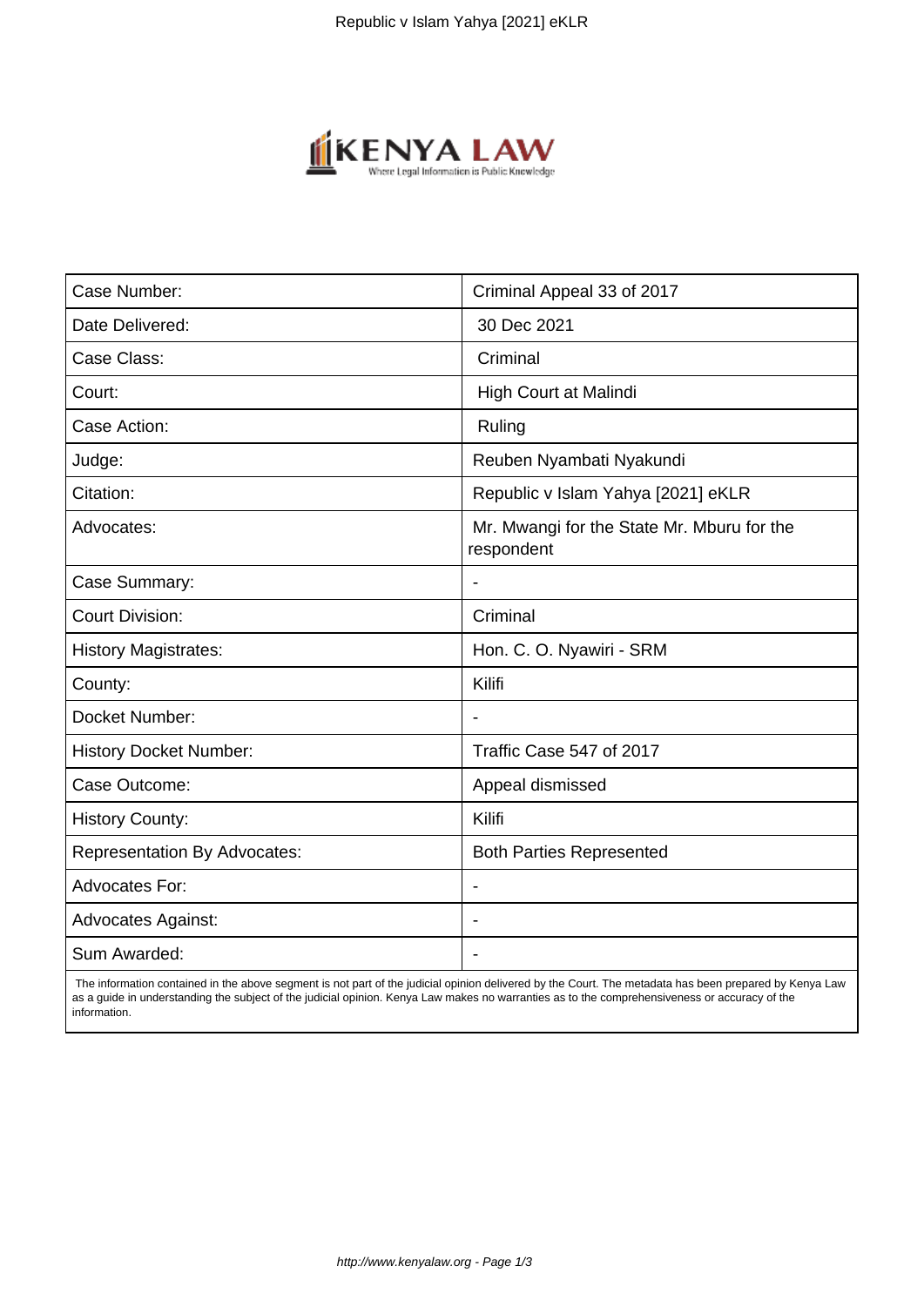| Case Number: | Criminal Appeal 33 of 2017 |
| --- | --- |
| Date Delivered: | 30 Dec 2021 |
| Case Class: | Criminal |
| Court: | High Court at Malindi |
| Case Action: | Ruling |
| Judge: | Reuben Nyambati Nyakundi |
| Citation: | Republic v Islam Yahya [2021] eKLR |
| Advocates: | Mr. Mwangi for the State Mr. Mburu for the respondent |
| Case Summary: | - |
| Court Division: | Criminal |
| History Magistrates: | Hon. C. O. Nyawiri - SRM |
| County: | Kilifi |
| Docket Number: | - |
| History Docket Number: | Traffic Case 547 of 2017 |
| Case Outcome: | Appeal dismissed |
| History County: | Kilifi |
| Representation By Advocates: | Both Parties Represented |
| Advocates For: | - |
| Advocates Against: | - |
| Sum Awarded: | - |

The information contained in the above segment is not part of the judicial opinion delivered by the Court. The metadata has been prepared by Kenya Law as a guide in understanding the subject of the judicial opinion. Kenya Law makes no warranties as to the comprehensiveness or accuracy of the information.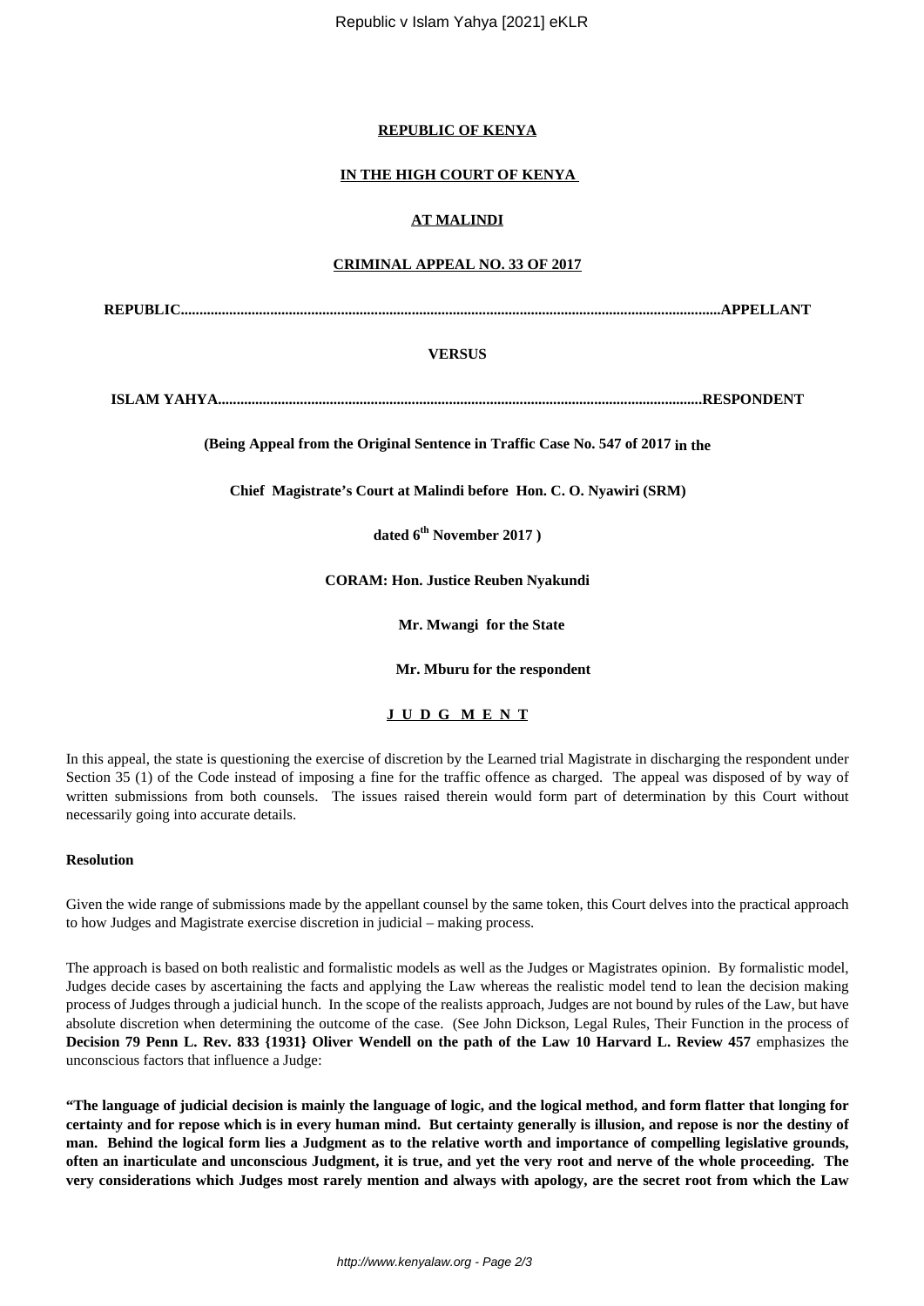**REPUBLIC OF KENYA**

**IN THE HIGH COURT OF KENYA**

**AT MALINDI**

**CRIMINAL APPEAL NO. 33 OF 2017**

**REPUBLIC.................................................................................................................................................APPELLANT**

**VERSUS**

**ISLAM YAHYA.................................................................................................................................RESPONDENT**

**(Being Appeal from the Original Sentence in Traffic Case No. 547 of 2017 in the**

**Chief Magistrate's Court at Malindi before Hon. C. O. Nyawiri (SRM)**

**dated 6th November 2017 )**

**CORAM: Hon. Justice Reuben Nyakundi**

**Mr. Mwangi for the State**

**Mr. Mburu for the respondent**

**J U D G M E N T**

In this appeal, the state is questioning the exercise of discretion by the Learned trial Magistrate in discharging the respondent under Section 35 (1) of the Code instead of imposing a fine for the traffic offence as charged. The appeal was disposed of by way of written submissions from both counsels. The issues raised therein would form part of determination by this Court without necessarily going into accurate details.

**Resolution**

Given the wide range of submissions made by the appellant counsel by the same token, this Court delves into the practical approach to how Judges and Magistrate exercise discretion in judicial – making process.

The approach is based on both realistic and formalistic models as well as the Judges or Magistrates opinion. By formalistic model, Judges decide cases by ascertaining the facts and applying the Law whereas the realistic model tend to lean the decision making process of Judges through a judicial hunch. In the scope of the realists approach, Judges are not bound by rules of the Law, but have absolute discretion when determining the outcome of the case. (See John Dickson, Legal Rules, Their Function in the process of **Decision 79 Penn L. Rev. 833 {1931} Oliver Wendell on the path of the Law 10 Harvard L. Review 457** emphasizes the unconscious factors that influence a Judge:

**"The language of judicial decision is mainly the language of logic, and the logical method, and form flatter that longing for certainty and for repose which is in every human mind. But certainty generally is illusion, and repose is nor the destiny of man. Behind the logical form lies a Judgment as to the relative worth and importance of compelling legislative grounds, often an inarticulate and unconscious Judgment, it is true, and yet the very root and nerve of the whole proceeding. The very considerations which Judges most rarely mention and always with apology, are the secret root from which the Law**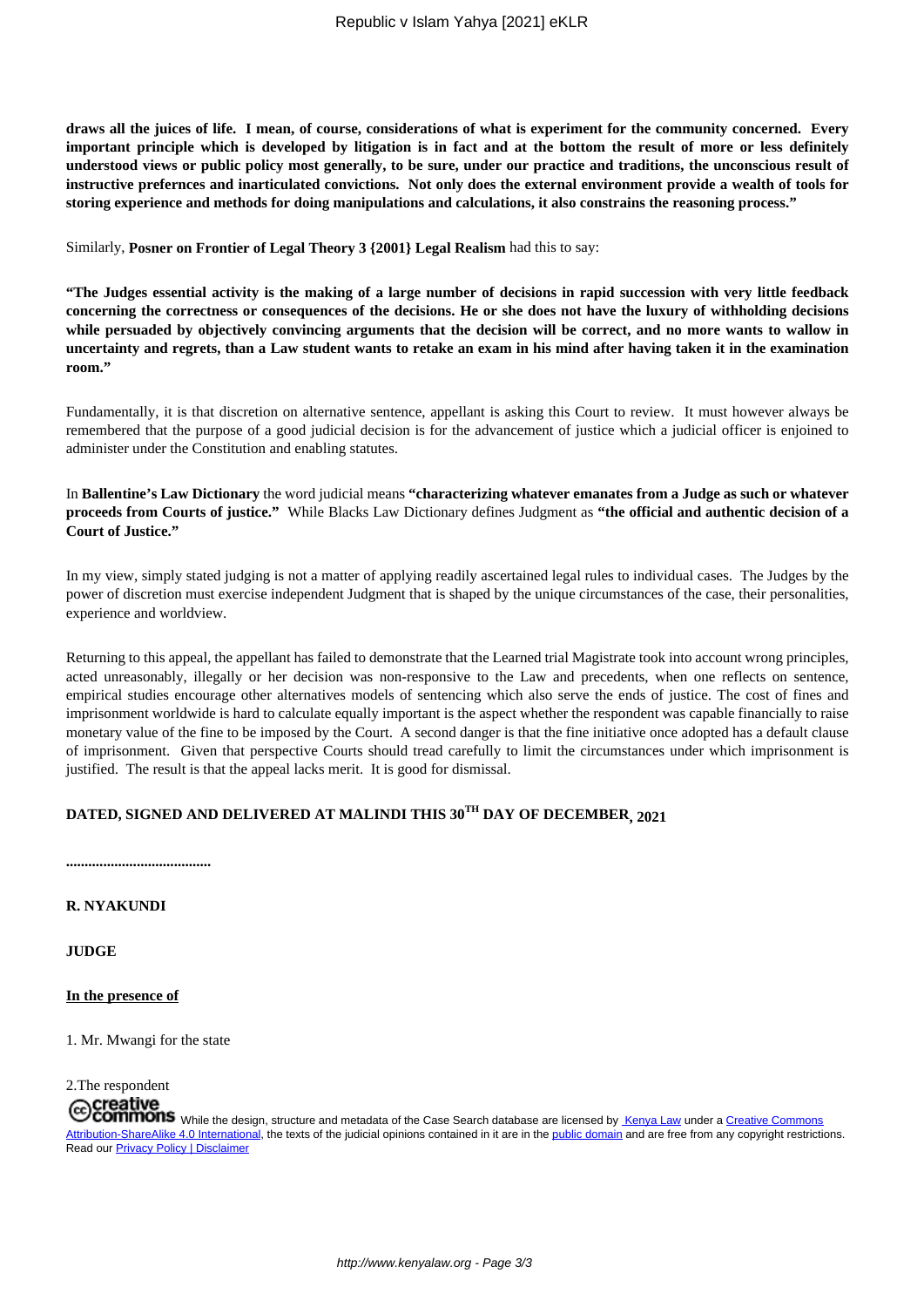**draws all the juices of life. I mean, of course, considerations of what is experiment for the community concerned. Every important principle which is developed by litigation is in fact and at the bottom the result of more or less definitely understood views or public policy most generally, to be sure, under our practice and traditions, the unconscious result of instructive prefernces and inarticulated convictions. Not only does the external environment provide a wealth of tools for storing experience and methods for doing manipulations and calculations, it also constrains the reasoning process."**

Similarly, **Posner on Frontier of Legal Theory 3 {2001} Legal Realism** had this to say:

**"The Judges essential activity is the making of a large number of decisions in rapid succession with very little feedback concerning the correctness or consequences of the decisions. He or she does not have the luxury of withholding decisions while persuaded by objectively convincing arguments that the decision will be correct, and no more wants to wallow in uncertainty and regrets, than a Law student wants to retake an exam in his mind after having taken it in the examination room."**

Fundamentally, it is that discretion on alternative sentence, appellant is asking this Court to review. It must however always be remembered that the purpose of a good judicial decision is for the advancement of justice which a judicial officer is enjoined to administer under the Constitution and enabling statutes.

In **Ballentine's Law Dictionary** the word judicial means **"characterizing whatever emanates from a Judge as such or whatever proceeds from Courts of justice."** While Blacks Law Dictionary defines Judgment as **"the official and authentic decision of a Court of Justice."**

In my view, simply stated judging is not a matter of applying readily ascertained legal rules to individual cases. The Judges by the power of discretion must exercise independent Judgment that is shaped by the unique circumstances of the case, their personalities, experience and worldview.

Returning to this appeal, the appellant has failed to demonstrate that the Learned trial Magistrate took into account wrong principles, acted unreasonably, illegally or her decision was non-responsive to the Law and precedents, when one reflects on sentence, empirical studies encourage other alternatives models of sentencing which also serve the ends of justice. The cost of fines and imprisonment worldwide is hard to calculate equally important is the aspect whether the respondent was capable financially to raise monetary value of the fine to be imposed by the Court. A second danger is that the fine initiative once adopted has a default clause of imprisonment. Given that perspective Courts should tread carefully to limit the circumstances under which imprisonment is justified. The result is that the appeal lacks merit. It is good for dismissal.

**DATED, SIGNED AND DELIVERED AT MALINDI THIS 30TH DAY OF DECEMBER, 2021**

**......................................**

**R. NYAKUNDI**

**JUDGE**

**In the presence of**

1. Mr. Mwangi for the state

2.The respondent

While the design, structure and metadata of the Case Search database are licensed by Kenya Law under a Creative Commons Attribution-ShareAlike 4.0 International, the texts of the judicial opinions contained in it are in the public domain and are free from any copyright restrictions. Read our Privacy Policy | Disclaimer